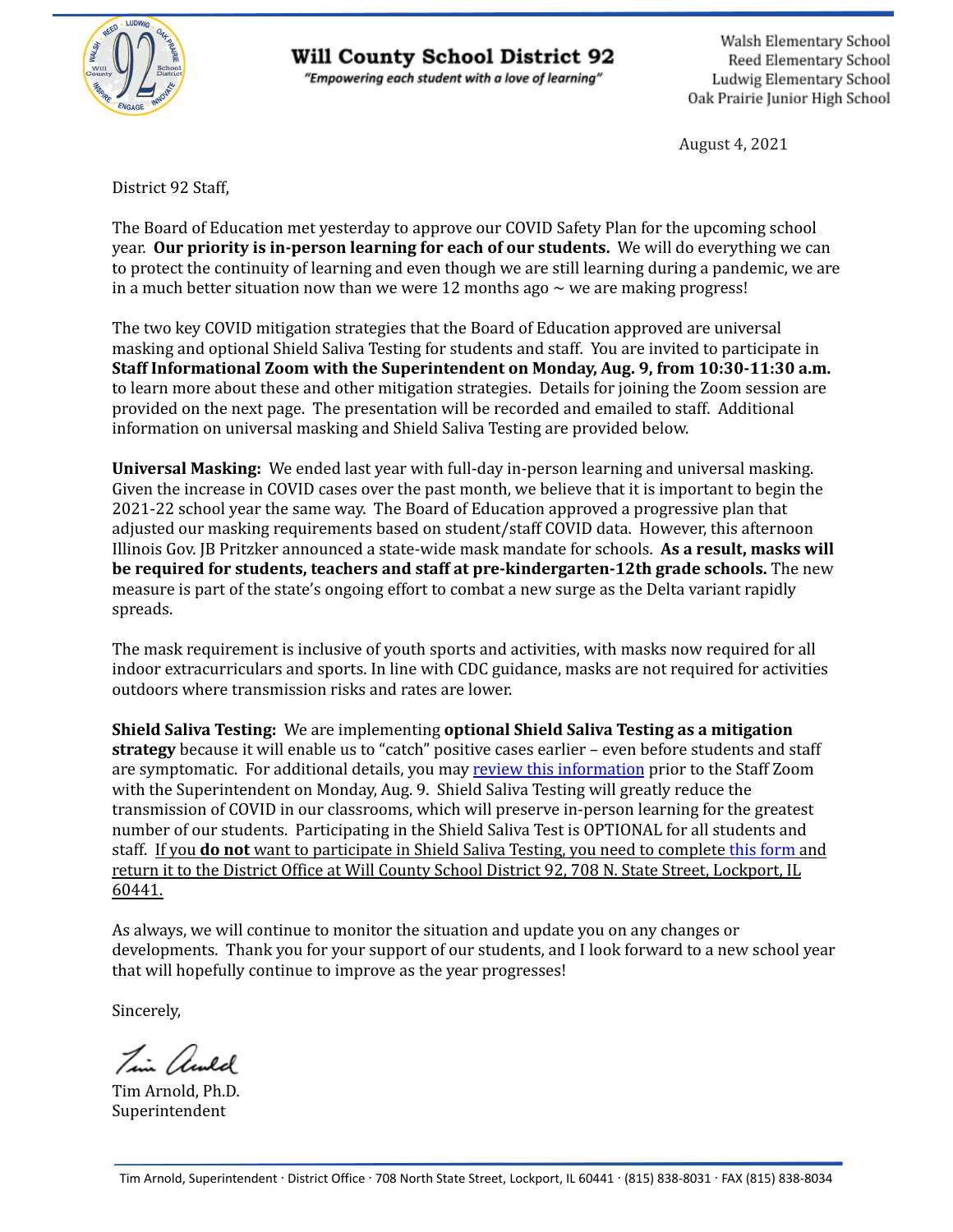# Will County School District 92

*"Empowering each student with a love of learning"*

Walsh Elementary School
Reed Elementary School
Ludwig Elementary School
Oak Prairie Junior High School

August 4, 2021

District 92 Staff,

The Board of Education met yesterday to approve our COVID Safety Plan for the upcoming school year. **Our priority is in-person learning for each of our students.** We will do everything we can to protect the continuity of learning and even though we are still learning during a pandemic, we are in a much better situation now than we were 12 months ago ~ we are making progress!

The two key COVID mitigation strategies that the Board of Education approved are universal masking and optional Shield Saliva Testing for students and staff. You are invited to participate in **Staff Informational Zoom with the Superintendent on Monday, Aug. 9, from 10:30-11:30 a.m.** to learn more about these and other mitigation strategies. Details for joining the Zoom session are provided on the next page. The presentation will be recorded and emailed to staff. Additional information on universal masking and Shield Saliva Testing are provided below.

**Universal Masking:** We ended last year with full-day in-person learning and universal masking. Given the increase in COVID cases over the past month, we believe that it is important to begin the 2021-22 school year the same way. The Board of Education approved a progressive plan that adjusted our masking requirements based on student/staff COVID data. However, this afternoon Illinois Gov. JB Pritzker announced a state-wide mask mandate for schools. **As a result, masks will be required for students, teachers and staff at pre-kindergarten-12th grade schools.** The new measure is part of the state's ongoing effort to combat a new surge as the Delta variant rapidly spreads.

The mask requirement is inclusive of youth sports and activities, with masks now required for all indoor extracurriculars and sports. In line with CDC guidance, masks are not required for activities outdoors where transmission risks and rates are lower.

**Shield Saliva Testing:** We are implementing **optional Shield Saliva Testing as a mitigation strategy** because it will enable us to "catch" positive cases earlier – even before students and staff are symptomatic. For additional details, you may review this information prior to the Staff Zoom with the Superintendent on Monday, Aug. 9. Shield Saliva Testing will greatly reduce the transmission of COVID in our classrooms, which will preserve in-person learning for the greatest number of our students. Participating in the Shield Saliva Test is OPTIONAL for all students and staff. If you **do not** want to participate in Shield Saliva Testing, you need to complete this form and return it to the District Office at Will County School District 92, 708 N. State Street, Lockport, IL 60441.

As always, we will continue to monitor the situation and update you on any changes or developments. Thank you for your support of our students, and I look forward to a new school year that will hopefully continue to improve as the year progresses!

Sincerely,

Tim Arnold, Ph.D.
Superintendent

Tim Arnold, Superintendent · District Office · 708 North State Street, Lockport, IL 60441 · (815) 838-8031 · FAX (815) 838-8034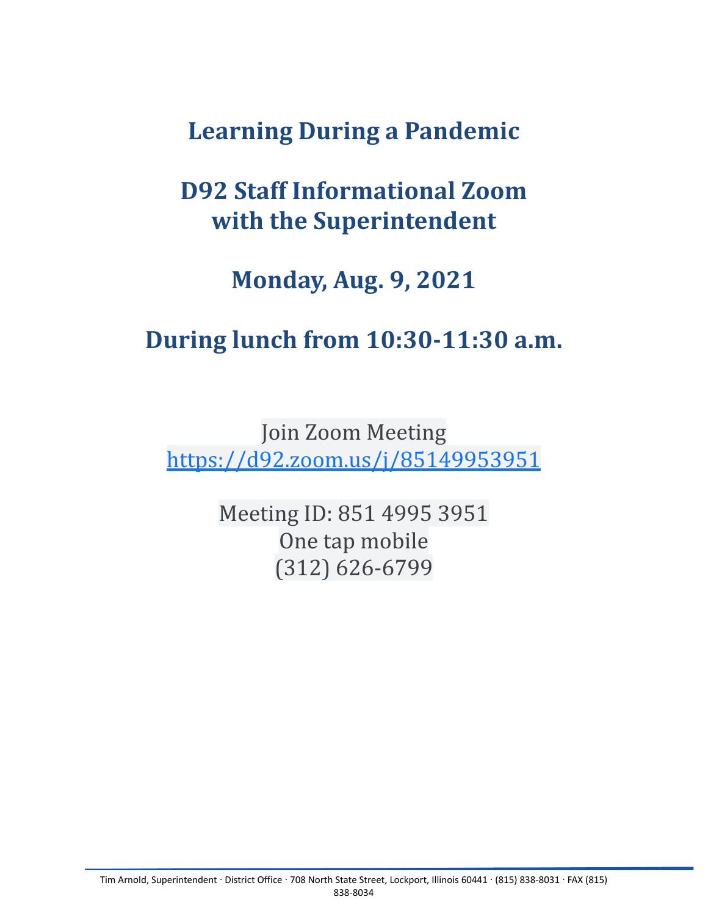# Learning During a Pandemic

# D92 Staff Informational Zoom with the Superintendent

# Monday, Aug. 9, 2021

# During lunch from 10:30-11:30 a.m.

Join Zoom Meeting
https://d92.zoom.us/j/85149953951

Meeting ID: 851 4995 3951
One tap mobile
(312) 626-6799

Tim Arnold, Superintendent · District Office · 708 North State Street, Lockport, Illinois 60441 · (815) 838-8031 · FAX (815) 838-8034